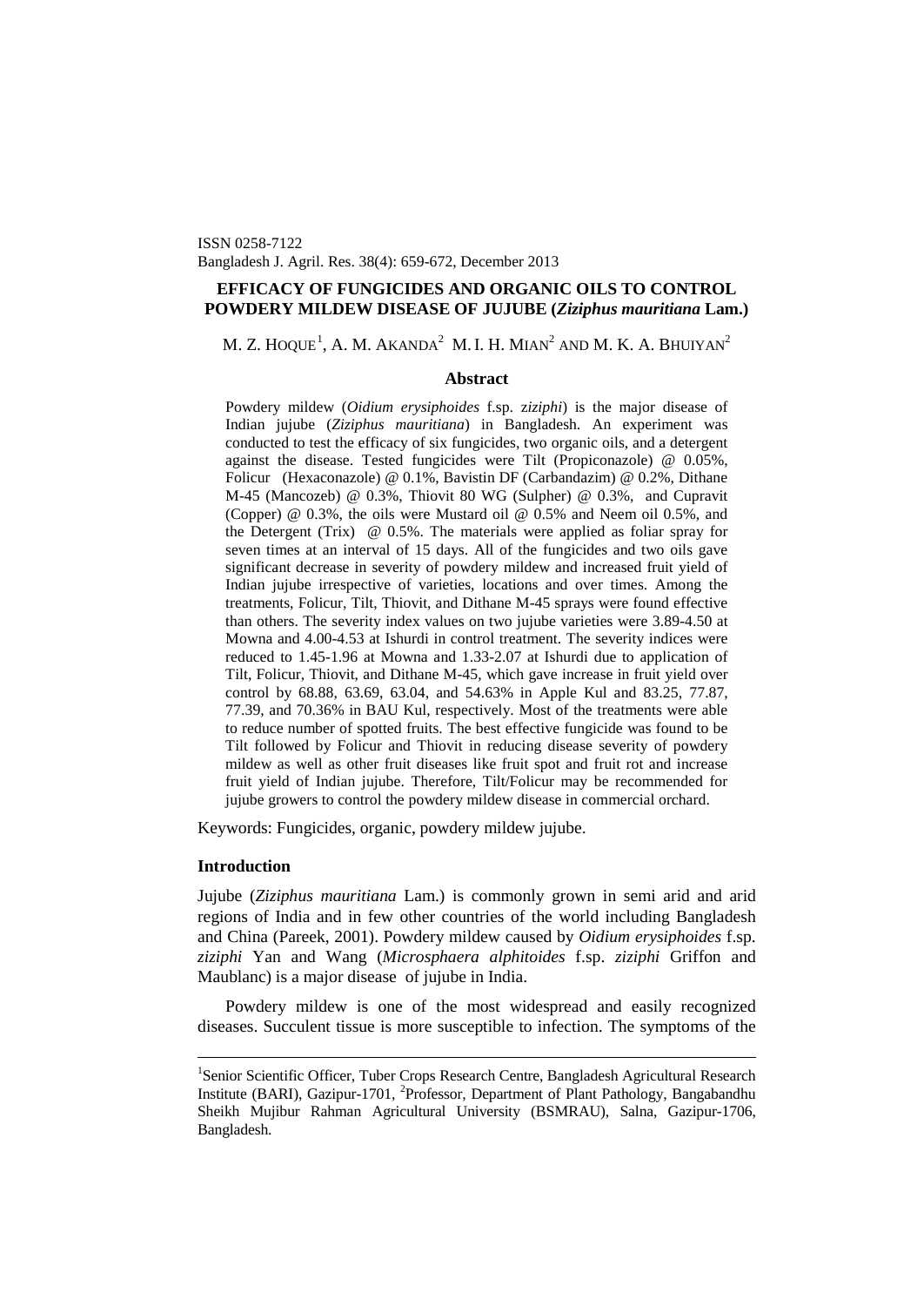ISSN 0258-7122
Bangladesh J. Agril. Res. 38(4): 659-672, December 2013

# EFFICACY OF FUNGICIDES AND ORGANIC OILS TO CONTROL POWDERY MILDEW DISEASE OF JUJUBE (*Ziziphus mauritiana* Lam.)

M. Z. Hoque[1], A. M. Akanda[2] M. I. H. Mian[2] and M. K. A. Bhuiyan[2]

## Abstract

Powdery mildew (*Oidium erysiphoides* f.sp. *ziziphi*) is the major disease of Indian jujube (*Ziziphus mauritiana*) in Bangladesh. An experiment was conducted to test the efficacy of six fungicides, two organic oils, and a detergent against the disease. Tested fungicides were Tilt (Propiconazole) @ 0.05%, Folicur (Hexaconazole) @ 0.1%, Bavistin DF (Carbandazim) @ 0.2%, Dithane M-45 (Mancozeb) @ 0.3%, Thiovit 80 WG (Sulpher) @ 0.3%, and Cupravit (Copper) @ 0.3%, the oils were Mustard oil @ 0.5% and Neem oil 0.5%, and the Detergent (Trix) @ 0.5%. The materials were applied as foliar spray for seven times at an interval of 15 days. All of the fungicides and two oils gave significant decrease in severity of powdery mildew and increased fruit yield of Indian jujube irrespective of varieties, locations and over times. Among the treatments, Folicur, Tilt, Thiovit, and Dithane M-45 sprays were found effective than others. The severity index values on two jujube varieties were 3.89-4.50 at Mowna and 4.00-4.53 at Ishurdi in control treatment. The severity indices were reduced to 1.45-1.96 at Mowna and 1.33-2.07 at Ishurdi due to application of Tilt, Folicur, Thiovit, and Dithane M-45, which gave increase in fruit yield over control by 68.88, 63.69, 63.04, and 54.63% in Apple Kul and 83.25, 77.87, 77.39, and 70.36% in BAU Kul, respectively. Most of the treatments were able to reduce number of spotted fruits. The best effective fungicide was found to be Tilt followed by Folicur and Thiovit in reducing disease severity of powdery mildew as well as other fruit diseases like fruit spot and fruit rot and increase fruit yield of Indian jujube. Therefore, Tilt/Folicur may be recommended for jujube growers to control the powdery mildew disease in commercial orchard.

Keywords: Fungicides, organic, powdery mildew jujube.

## Introduction

Jujube (*Ziziphus mauritiana* Lam.) is commonly grown in semi arid and arid regions of India and in few other countries of the world including Bangladesh and China (Pareek, 2001). Powdery mildew caused by *Oidium erysiphoides* f.sp. *ziziphi* Yan and Wang (*Microsphaera alphitoides* f.sp. *ziziphi* Griffon and Maublanc) is a major disease of jujube in India.

Powdery mildew is one of the most widespread and easily recognized diseases. Succulent tissue is more susceptible to infection. The symptoms of the

---

[1]Senior Scientific Officer, Tuber Crops Research Centre, Bangladesh Agricultural Research Institute (BARI), Gazipur-1701, [2]Professor, Department of Plant Pathology, Bangabandhu Sheikh Mujibur Rahman Agricultural University (BSMRAU), Salna, Gazipur-1706, Bangladesh.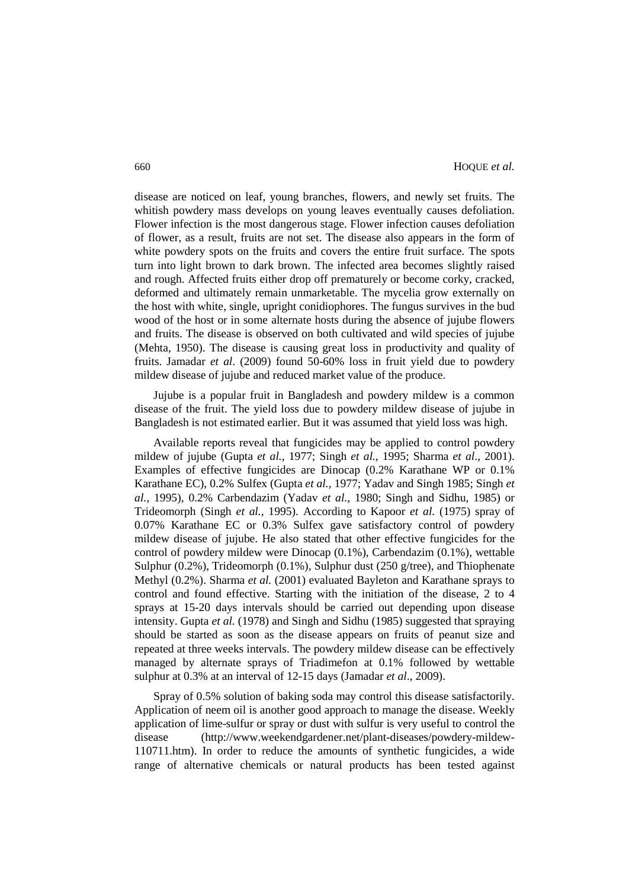disease are noticed on leaf, young branches, flowers, and newly set fruits. The whitish powdery mass develops on young leaves eventually causes defoliation. Flower infection is the most dangerous stage. Flower infection causes defoliation of flower, as a result, fruits are not set. The disease also appears in the form of white powdery spots on the fruits and covers the entire fruit surface. The spots turn into light brown to dark brown. The infected area becomes slightly raised and rough. Affected fruits either drop off prematurely or become corky, cracked, deformed and ultimately remain unmarketable. The mycelia grow externally on the host with white, single, upright conidiophores. The fungus survives in the bud wood of the host or in some alternate hosts during the absence of jujube flowers and fruits. The disease is observed on both cultivated and wild species of jujube (Mehta, 1950). The disease is causing great loss in productivity and quality of fruits. Jamadar *et al*. (2009) found 50-60% loss in fruit yield due to powdery mildew disease of jujube and reduced market value of the produce.

Jujube is a popular fruit in Bangladesh and powdery mildew is a common disease of the fruit. The yield loss due to powdery mildew disease of jujube in Bangladesh is not estimated earlier. But it was assumed that yield loss was high.

Available reports reveal that fungicides may be applied to control powdery mildew of jujube (Gupta *et al.,* 1977; Singh *et al.,* 1995; Sharma *et al*., 2001). Examples of effective fungicides are Dinocap (0.2% Karathane WP or 0.1% Karathane EC), 0.2% Sulfex (Gupta *et al.,* 1977; Yadav and Singh 1985; Singh *et al.,* 1995), 0.2% Carbendazim (Yadav *et al.,* 1980; Singh and Sidhu, 1985) or Trideomorph (Singh *et al.,* 1995). According to Kapoor *et al.* (1975) spray of 0.07% Karathane EC or 0.3% Sulfex gave satisfactory control of powdery mildew disease of jujube. He also stated that other effective fungicides for the control of powdery mildew were Dinocap (0.1%), Carbendazim (0.1%), wettable Sulphur (0.2%), Trideomorph (0.1%), Sulphur dust (250 g/tree), and Thiophenate Methyl (0.2%). Sharma *et al.* (2001) evaluated Bayleton and Karathane sprays to control and found effective. Starting with the initiation of the disease, 2 to 4 sprays at 15-20 days intervals should be carried out depending upon disease intensity. Gupta *et al.* (1978) and Singh and Sidhu (1985) suggested that spraying should be started as soon as the disease appears on fruits of peanut size and repeated at three weeks intervals. The powdery mildew disease can be effectively managed by alternate sprays of Triadimefon at 0.1% followed by wettable sulphur at 0.3% at an interval of 12-15 days (Jamadar *et al*., 2009).

Spray of 0.5% solution of baking soda may control this disease satisfactorily. Application of neem oil is another good approach to manage the disease. Weekly application of lime-sulfur or spray or dust with sulfur is very useful to control the disease (http://www.weekendgardener.net/plant-diseases/powdery-mildew-110711.htm). In order to reduce the amounts of synthetic fungicides, a wide range of alternative chemicals or natural products has been tested against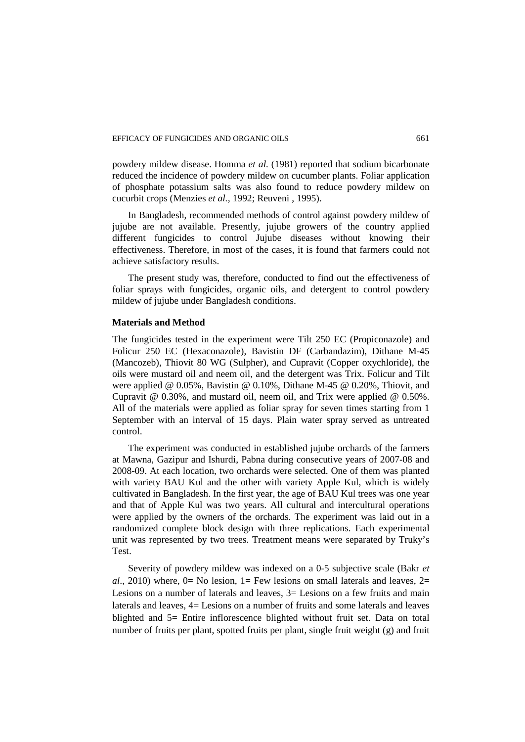powdery mildew disease. Homma *et al.* (1981) reported that sodium bicarbonate reduced the incidence of powdery mildew on cucumber plants. Foliar application of phosphate potassium salts was also found to reduce powdery mildew on cucurbit crops (Menzies *et al.*, 1992; Reuveni , 1995).

In Bangladesh, recommended methods of control against powdery mildew of jujube are not available. Presently, jujube growers of the country applied different fungicides to control Jujube diseases without knowing their effectiveness. Therefore, in most of the cases, it is found that farmers could not achieve satisfactory results.

The present study was, therefore, conducted to find out the effectiveness of foliar sprays with fungicides, organic oils, and detergent to control powdery mildew of jujube under Bangladesh conditions.

## Materials and Method

The fungicides tested in the experiment were Tilt 250 EC (Propiconazole) and Folicur 250 EC (Hexaconazole), Bavistin DF (Carbandazim), Dithane M-45 (Mancozeb), Thiovit 80 WG (Sulpher), and Cupravit (Copper oxychloride), the oils were mustard oil and neem oil, and the detergent was Trix. Folicur and Tilt were applied @ 0.05%, Bavistin @ 0.10%, Dithane M-45 @ 0.20%, Thiovit, and Cupravit @ 0.30%, and mustard oil, neem oil, and Trix were applied @ 0.50%. All of the materials were applied as foliar spray for seven times starting from 1 September with an interval of 15 days. Plain water spray served as untreated control.

The experiment was conducted in established jujube orchards of the farmers at Mawna, Gazipur and Ishurdi, Pabna during consecutive years of 2007-08 and 2008-09. At each location, two orchards were selected. One of them was planted with variety BAU Kul and the other with variety Apple Kul, which is widely cultivated in Bangladesh. In the first year, the age of BAU Kul trees was one year and that of Apple Kul was two years. All cultural and intercultural operations were applied by the owners of the orchards. The experiment was laid out in a randomized complete block design with three replications. Each experimental unit was represented by two trees. Treatment means were separated by Truky's Test.

Severity of powdery mildew was indexed on a 0-5 subjective scale (Bakr *et al*., 2010) where, 0= No lesion, 1= Few lesions on small laterals and leaves, 2= Lesions on a number of laterals and leaves, 3= Lesions on a few fruits and main laterals and leaves, 4= Lesions on a number of fruits and some laterals and leaves blighted and 5= Entire inflorescence blighted without fruit set. Data on total number of fruits per plant, spotted fruits per plant, single fruit weight (g) and fruit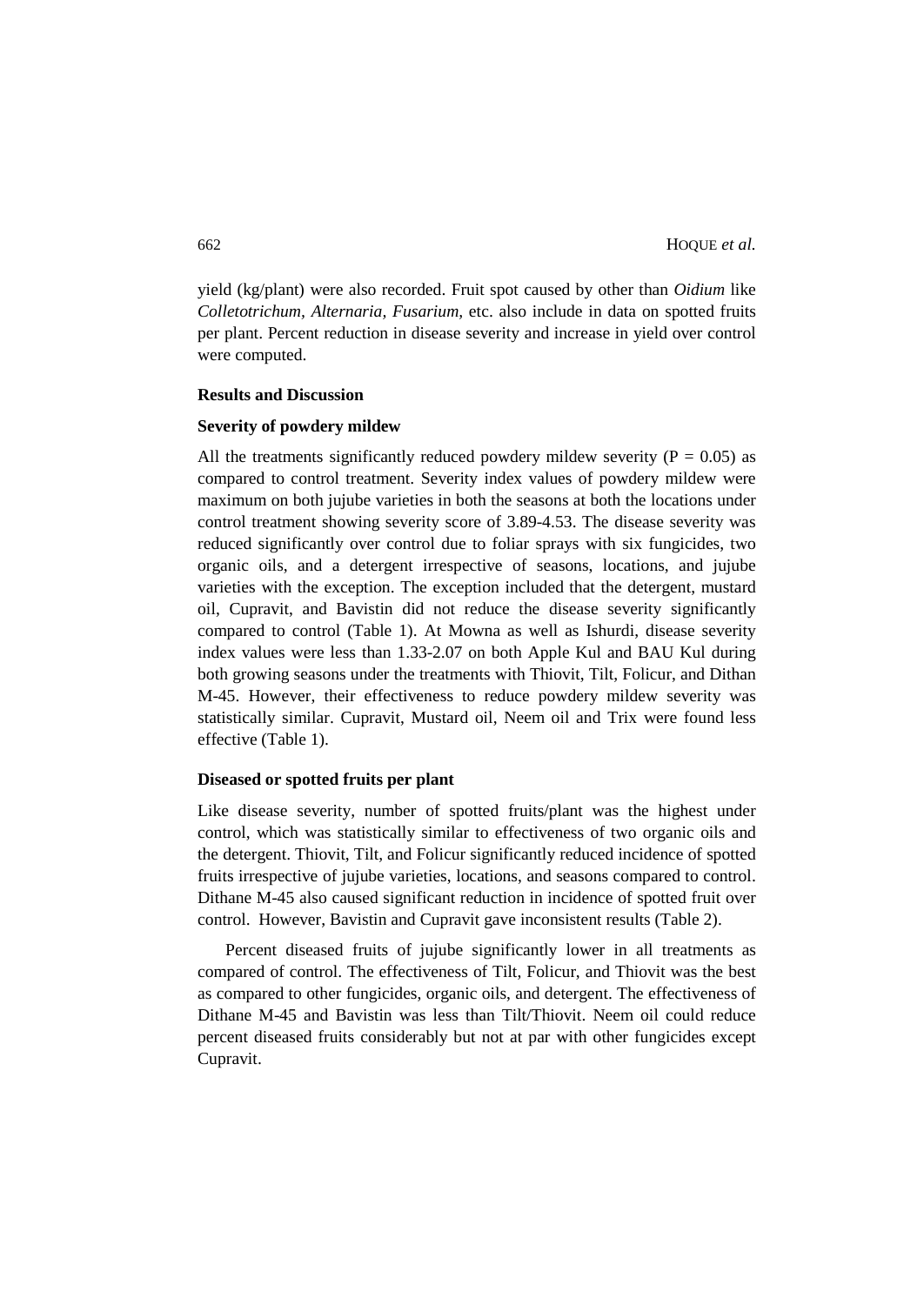yield (kg/plant) were also recorded. Fruit spot caused by other than *Oidium* like *Colletotrichum, Alternaria, Fusarium*, etc. also include in data on spotted fruits per plant. Percent reduction in disease severity and increase in yield over control were computed.

## Results and Discussion

### Severity of powdery mildew

All the treatments significantly reduced powdery mildew severity ($P = 0.05$) as compared to control treatment. Severity index values of powdery mildew were maximum on both jujube varieties in both the seasons at both the locations under control treatment showing severity score of 3.89-4.53. The disease severity was reduced significantly over control due to foliar sprays with six fungicides, two organic oils, and a detergent irrespective of seasons, locations, and jujube varieties with the exception. The exception included that the detergent, mustard oil, Cupravit, and Bavistin did not reduce the disease severity significantly compared to control (Table 1). At Mowna as well as Ishurdi, disease severity index values were less than 1.33-2.07 on both Apple Kul and BAU Kul during both growing seasons under the treatments with Thiovit, Tilt, Folicur, and Dithan M-45. However, their effectiveness to reduce powdery mildew severity was statistically similar. Cupravit, Mustard oil, Neem oil and Trix were found less effective (Table 1).

### Diseased or spotted fruits per plant

Like disease severity, number of spotted fruits/plant was the highest under control, which was statistically similar to effectiveness of two organic oils and the detergent. Thiovit, Tilt, and Folicur significantly reduced incidence of spotted fruits irrespective of jujube varieties, locations, and seasons compared to control. Dithane M-45 also caused significant reduction in incidence of spotted fruit over control. However, Bavistin and Cupravit gave inconsistent results (Table 2).

Percent diseased fruits of jujube significantly lower in all treatments as compared of control. The effectiveness of Tilt, Folicur, and Thiovit was the best as compared to other fungicides, organic oils, and detergent. The effectiveness of Dithane M-45 and Bavistin was less than Tilt/Thiovit. Neem oil could reduce percent diseased fruits considerably but not at par with other fungicides except Cupravit.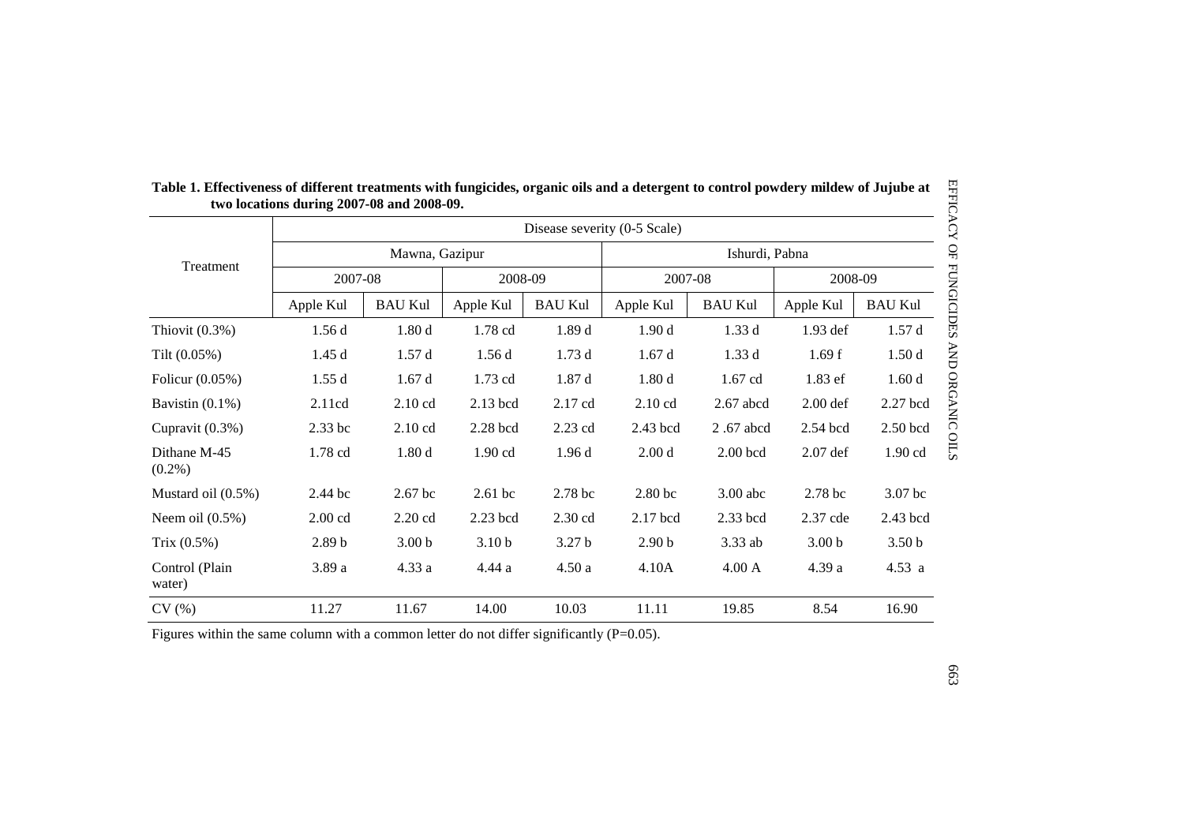**Table 1. Effectiveness of different treatments with fungicides, organic oils and a detergent to control powdery mildew of Jujube at two locations during 2007-08 and 2008-09.**

| Treatment | Disease severity (0-5 Scale) | | | | | | | |
|---|---|---|---|---|---|---|---|---|
| | Mawna, Gazipur | | | | Ishurdi, Pabna | | | |
| | 2007-08 | | 2008-09 | | 2007-08 | | 2008-09 | |
| | Apple Kul | BAU Kul | Apple Kul | BAU Kul | Apple Kul | BAU Kul | Apple Kul | BAU Kul |
| Thiovit (0.3%) | 1.56 d | 1.80 d | 1.78 cd | 1.89 d | 1.90 d | 1.33 d | 1.93 def | 1.57 d |
| Tilt (0.05%) | 1.45 d | 1.57 d | 1.56 d | 1.73 d | 1.67 d | 1.33 d | 1.69 f | 1.50 d |
| Folicur (0.05%) | 1.55 d | 1.67 d | 1.73 cd | 1.87 d | 1.80 d | 1.67 cd | 1.83 ef | 1.60 d |
| Bavistin (0.1%) | 2.11cd | 2.10 cd | 2.13 bcd | 2.17 cd | 2.10 cd | 2.67 abcd | 2.00 def | 2.27 bcd |
| Cupravit (0.3%) | 2.33 bc | 2.10 cd | 2.28 bcd | 2.23 cd | 2.43 bcd | 2 .67 abcd | 2.54 bcd | 2.50 bcd |
| Dithane M-45 (0.2%) | 1.78 cd | 1.80 d | 1.90 cd | 1.96 d | 2.00 d | 2.00 bcd | 2.07 def | 1.90 cd |
| Mustard oil (0.5%) | 2.44 bc | 2.67 bc | 2.61 bc | 2.78 bc | 2.80 bc | 3.00 abc | 2.78 bc | 3.07 bc |
| Neem oil (0.5%) | 2.00 cd | 2.20 cd | 2.23 bcd | 2.30 cd | 2.17 bcd | 2.33 bcd | 2.37 cde | 2.43 bcd |
| Trix (0.5%) | 2.89 b | 3.00 b | 3.10 b | 3.27 b | 2.90 b | 3.33 ab | 3.00 b | 3.50 b |
| Control (Plain water) | 3.89 a | 4.33 a | 4.44 a | 4.50 a | 4.10A | 4.00 A | 4.39 a | 4.53 a |
| CV (%) | 11.27 | 11.67 | 14.00 | 10.03 | 11.11 | 19.85 | 8.54 | 16.90 |

Figures within the same column with a common letter do not differ significantly (P=0.05).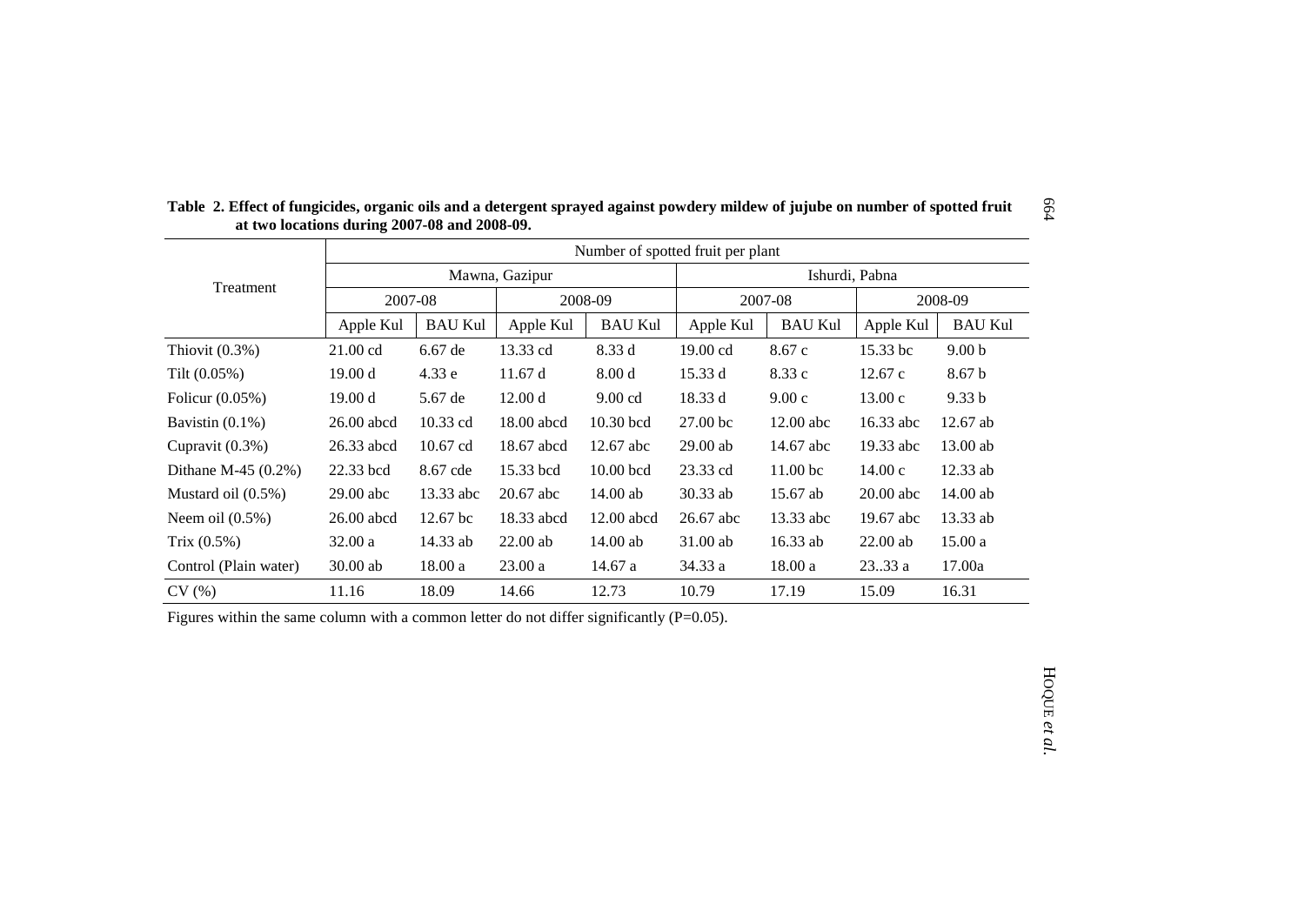**Table 2. Effect of fungicides, organic oils and a detergent sprayed against powdery mildew of jujube on number of spotted fruit at two locations during 2007-08 and 2008-09.**

| Treatment | Number of spotted fruit per plant | | | | | | | |
|---|---|---|---|---|---|---|---|---|
| | Mawna, Gazipur | | | | Ishurdi, Pabna | | | |
| | 2007-08 | | 2008-09 | | 2007-08 | | 2008-09 | |
| | Apple Kul | BAU Kul | Apple Kul | BAU Kul | Apple Kul | BAU Kul | Apple Kul | BAU Kul |
| Thiovit (0.3%) | 21.00 cd | 6.67 de | 13.33 cd | 8.33 d | 19.00 cd | 8.67 c | 15.33 bc | 9.00 b |
| Tilt (0.05%) | 19.00 d | 4.33 e | 11.67 d | 8.00 d | 15.33 d | 8.33 c | 12.67 c | 8.67 b |
| Folicur (0.05%) | 19.00 d | 5.67 de | 12.00 d | 9.00 cd | 18.33 d | 9.00 c | 13.00 c | 9.33 b |
| Bavistin (0.1%) | 26.00 abcd | 10.33 cd | 18.00 abcd | 10.30 bcd | 27.00 bc | 12.00 abc | 16.33 abc | 12.67 ab |
| Cupravit (0.3%) | 26.33 abcd | 10.67 cd | 18.67 abcd | 12.67 abc | 29.00 ab | 14.67 abc | 19.33 abc | 13.00 ab |
| Dithane M-45 (0.2%) | 22.33 bcd | 8.67 cde | 15.33 bcd | 10.00 bcd | 23.33 cd | 11.00 bc | 14.00 c | 12.33 ab |
| Mustard oil (0.5%) | 29.00 abc | 13.33 abc | 20.67 abc | 14.00 ab | 30.33 ab | 15.67 ab | 20.00 abc | 14.00 ab |
| Neem oil (0.5%) | 26.00 abcd | 12.67 bc | 18.33 abcd | 12.00 abcd | 26.67 abc | 13.33 abc | 19.67 abc | 13.33 ab |
| Trix (0.5%) | 32.00 a | 14.33 ab | 22.00 ab | 14.00 ab | 31.00 ab | 16.33 ab | 22.00 ab | 15.00 a |
| Control (Plain water) | 30.00 ab | 18.00 a | 23.00 a | 14.67 a | 34.33 a | 18.00 a | 23..33 a | 17.00a |
| CV (%) | 11.16 | 18.09 | 14.66 | 12.73 | 10.79 | 17.19 | 15.09 | 16.31 |

Figures within the same column with a common letter do not differ significantly (P=0.05).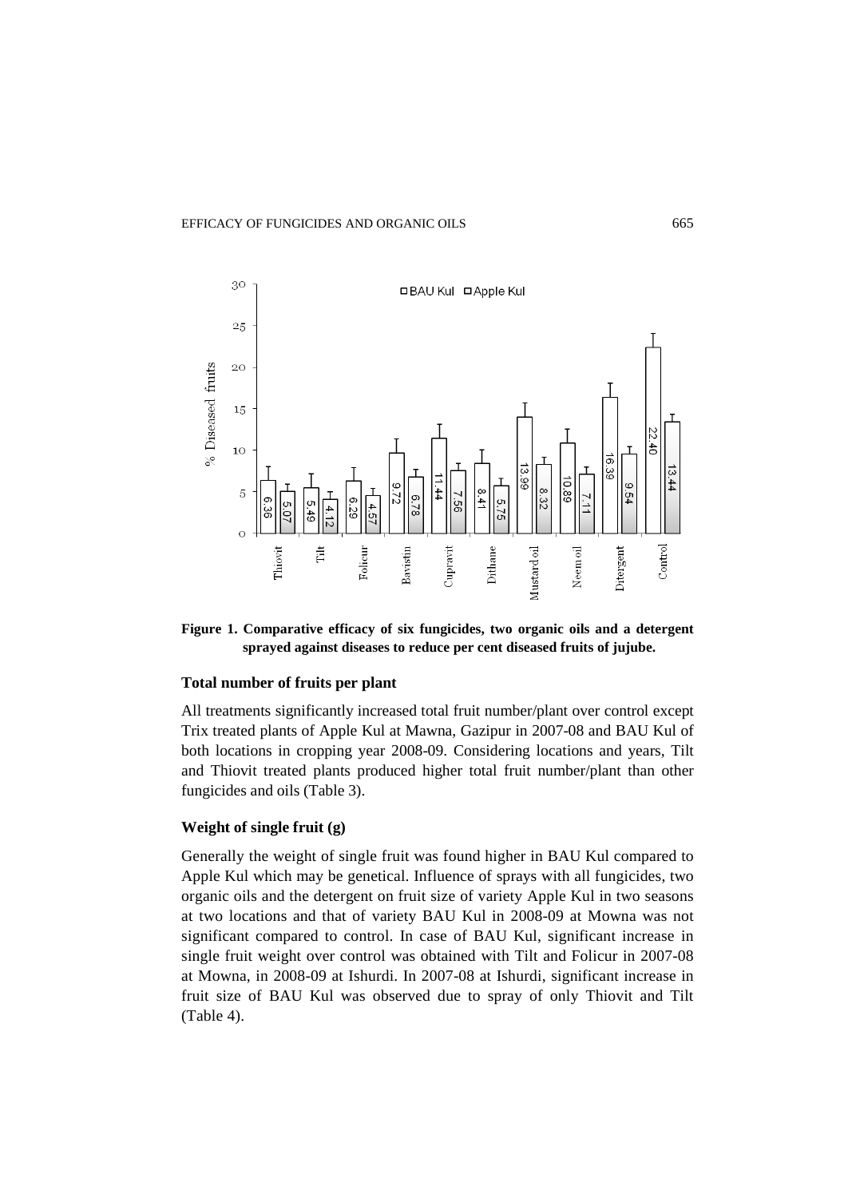**Figure 1. Comparative efficacy of six fungicides, two organic oils and a detergent sprayed against diseases to reduce per cent diseased fruits of jujube.**

### Total number of fruits per plant

All treatments significantly increased total fruit number/plant over control except Trix treated plants of Apple Kul at Mawna, Gazipur in 2007-08 and BAU Kul of both locations in cropping year 2008-09. Considering locations and years, Tilt and Thiovit treated plants produced higher total fruit number/plant than other fungicides and oils (Table 3).

### Weight of single fruit (g)

Generally the weight of single fruit was found higher in BAU Kul compared to Apple Kul which may be genetical. Influence of sprays with all fungicides, two organic oils and the detergent on fruit size of variety Apple Kul in two seasons at two locations and that of variety BAU Kul in 2008-09 at Mowna was not significant compared to control. In case of BAU Kul, significant increase in single fruit weight over control was obtained with Tilt and Folicur in 2007-08 at Mowna, in 2008-09 at Ishurdi. In 2007-08 at Ishurdi, significant increase in fruit size of BAU Kul was observed due to spray of only Thiovit and Tilt (Table 4).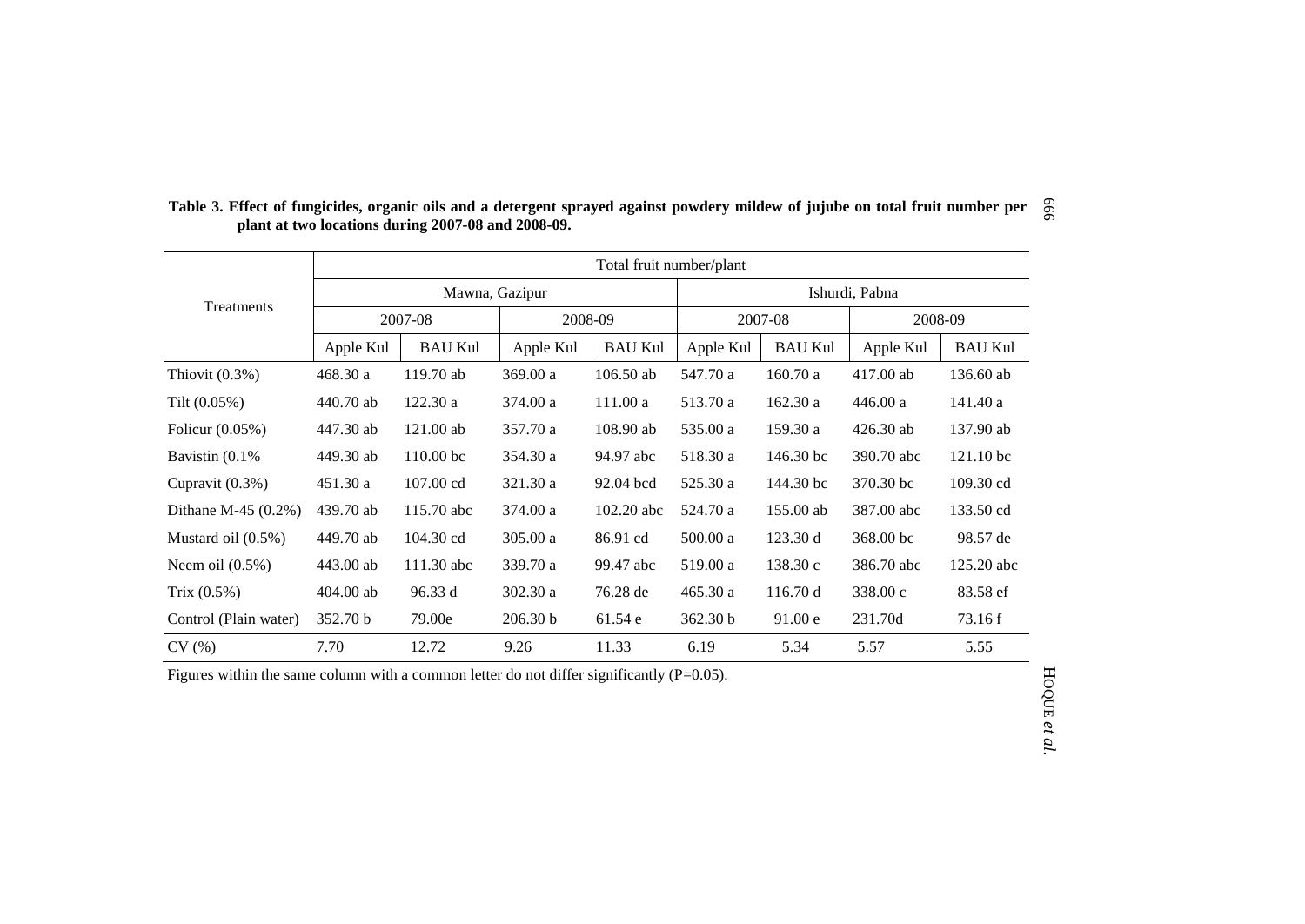**Table 3. Effect of fungicides, organic oils and a detergent sprayed against powdery mildew of jujube on total fruit number per plant at two locations during 2007-08 and 2008-09.**

| Treatments | Total fruit number/plant | | | | | | | |
|---|---|---|---|---|---|---|---|---|
| | Mawna, Gazipur | | | | Ishurdi, Pabna | | | |
| | 2007-08 | | 2008-09 | | 2007-08 | | 2008-09 | |
| | Apple Kul | BAU Kul | Apple Kul | BAU Kul | Apple Kul | BAU Kul | Apple Kul | BAU Kul |
| Thiovit (0.3%) | 468.30 a | 119.70 ab | 369.00 a | 106.50 ab | 547.70 a | 160.70 a | 417.00 ab | 136.60 ab |
| Tilt (0.05%) | 440.70 ab | 122.30 a | 374.00 a | 111.00 a | 513.70 a | 162.30 a | 446.00 a | 141.40 a |
| Folicur (0.05%) | 447.30 ab | 121.00 ab | 357.70 a | 108.90 ab | 535.00 a | 159.30 a | 426.30 ab | 137.90 ab |
| Bavistin (0.1% | 449.30 ab | 110.00 bc | 354.30 a | 94.97 abc | 518.30 a | 146.30 bc | 390.70 abc | 121.10 bc |
| Cupravit (0.3%) | 451.30 a | 107.00 cd | 321.30 a | 92.04 bcd | 525.30 a | 144.30 bc | 370.30 bc | 109.30 cd |
| Dithane M-45 (0.2%) | 439.70 ab | 115.70 abc | 374.00 a | 102.20 abc | 524.70 a | 155.00 ab | 387.00 abc | 133.50 cd |
| Mustard oil (0.5%) | 449.70 ab | 104.30 cd | 305.00 a | 86.91 cd | 500.00 a | 123.30 d | 368.00 bc | 98.57 de |
| Neem oil (0.5%) | 443.00 ab | 111.30 abc | 339.70 a | 99.47 abc | 519.00 a | 138.30 c | 386.70 abc | 125.20 abc |
| Trix (0.5%) | 404.00 ab | 96.33 d | 302.30 a | 76.28 de | 465.30 a | 116.70 d | 338.00 c | 83.58 ef |
| Control (Plain water) | 352.70 b | 79.00e | 206.30 b | 61.54 e | 362.30 b | 91.00 e | 231.70d | 73.16 f |
| CV (%) | 7.70 | 12.72 | 9.26 | 11.33 | 6.19 | 5.34 | 5.57 | 5.55 |

Figures within the same column with a common letter do not differ significantly (P=0.05).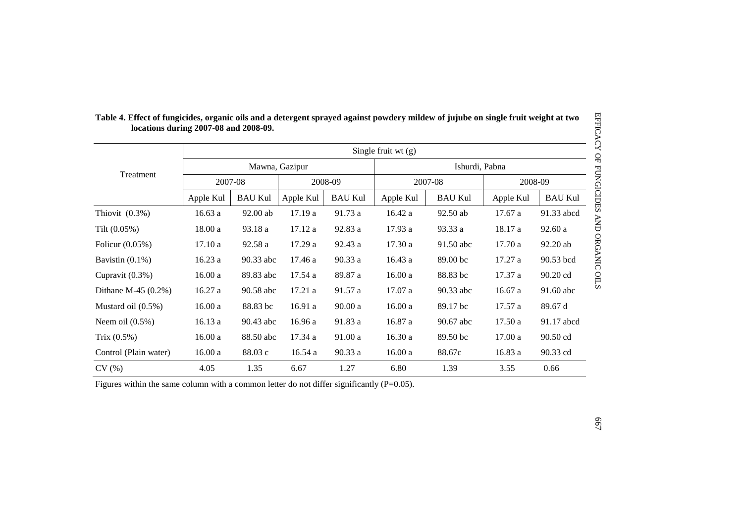**Table 4. Effect of fungicides, organic oils and a detergent sprayed against powdery mildew of jujube on single fruit weight at two locations during 2007-08 and 2008-09.**

| Treatment | Single fruit wt (g) | | | | | | | |
|---|---|---|---|---|---|---|---|---|
| | Mawna, Gazipur | | | | Ishurdi, Pabna | | | |
| | 2007-08 | | 2008-09 | | 2007-08 | | 2008-09 | |
| | Apple Kul | BAU Kul | Apple Kul | BAU Kul | Apple Kul | BAU Kul | Apple Kul | BAU Kul |
| Thiovit (0.3%) | 16.63 a | 92.00 ab | 17.19 a | 91.73 a | 16.42 a | 92.50 ab | 17.67 a | 91.33 abcd |
| Tilt (0.05%) | 18.00 a | 93.18 a | 17.12 a | 92.83 a | 17.93 a | 93.33 a | 18.17 a | 92.60 a |
| Folicur (0.05%) | 17.10 a | 92.58 a | 17.29 a | 92.43 a | 17.30 a | 91.50 abc | 17.70 a | 92.20 ab |
| Bavistin (0.1%) | 16.23 a | 90.33 abc | 17.46 a | 90.33 a | 16.43 a | 89.00 bc | 17.27 a | 90.53 bcd |
| Cupravit (0.3%) | 16.00 a | 89.83 abc | 17.54 a | 89.87 a | 16.00 a | 88.83 bc | 17.37 a | 90.20 cd |
| Dithane M-45 (0.2%) | 16.27 a | 90.58 abc | 17.21 a | 91.57 a | 17.07 a | 90.33 abc | 16.67 a | 91.60 abc |
| Mustard oil (0.5%) | 16.00 a | 88.83 bc | 16.91 a | 90.00 a | 16.00 a | 89.17 bc | 17.57 a | 89.67 d |
| Neem oil (0.5%) | 16.13 a | 90.43 abc | 16.96 a | 91.83 a | 16.87 a | 90.67 abc | 17.50 a | 91.17 abcd |
| Trix (0.5%) | 16.00 a | 88.50 abc | 17.34 a | 91.00 a | 16.30 a | 89.50 bc | 17.00 a | 90.50 cd |
| Control (Plain water) | 16.00 a | 88.03 c | 16.54 a | 90.33 a | 16.00 a | 88.67c | 16.83 a | 90.33 cd |
| CV (%) | 4.05 | 1.35 | 6.67 | 1.27 | 6.80 | 1.39 | 3.55 | 0.66 |

Figures within the same column with a common letter do not differ significantly (P=0.05).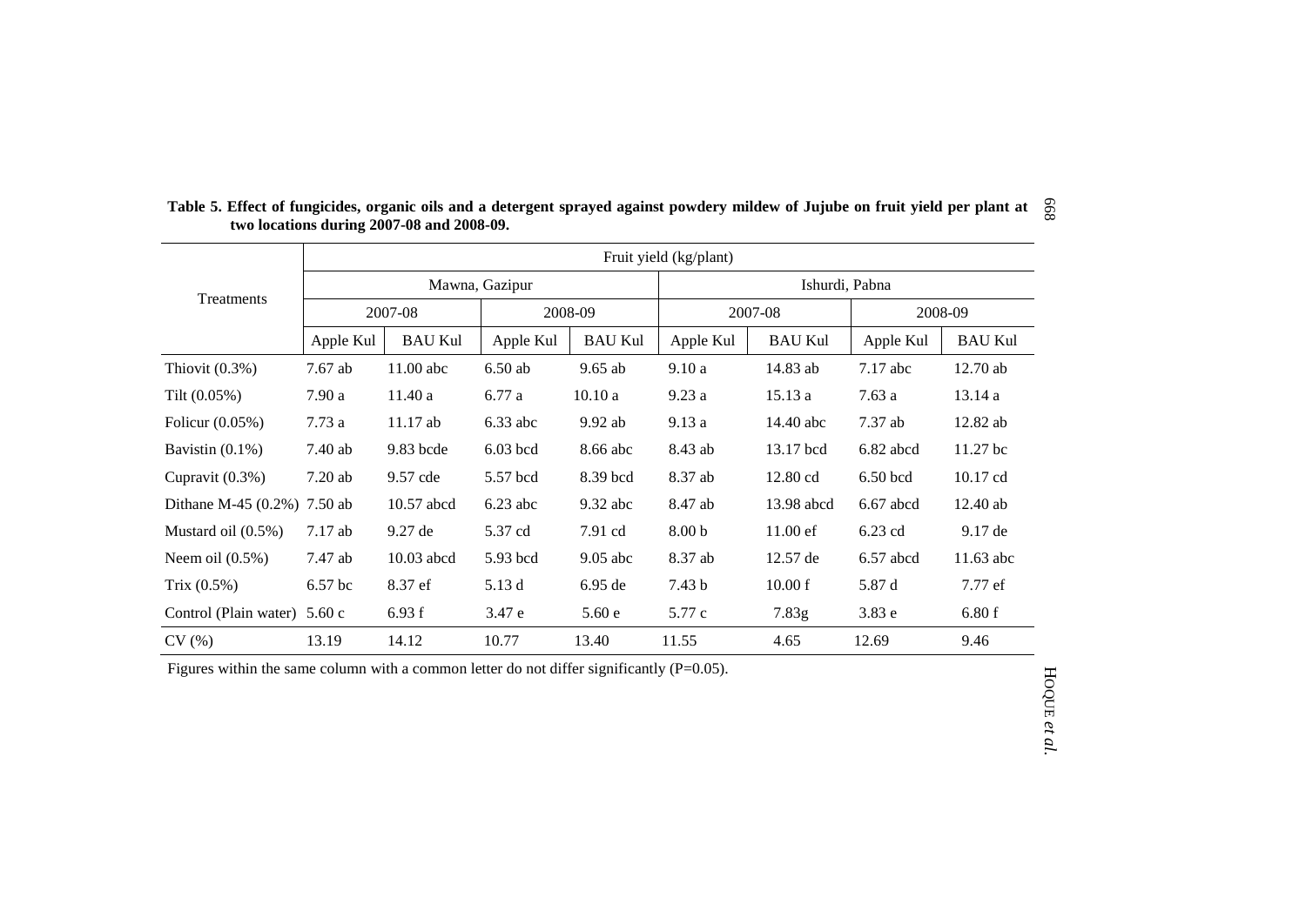**Table 5. Effect of fungicides, organic oils and a detergent sprayed against powdery mildew of Jujube on fruit yield per plant at two locations during 2007-08 and 2008-09.**

| Treatments | Fruit yield (kg/plant) | | | | | | | |
|---|---|---|---|---|---|---|---|---|
| | Mawna, Gazipur | | | | Ishurdi, Pabna | | | |
| | 2007-08 | | 2008-09 | | 2007-08 | | 2008-09 | |
| | Apple Kul | BAU Kul | Apple Kul | BAU Kul | Apple Kul | BAU Kul | Apple Kul | BAU Kul |
| Thiovit (0.3%) | 7.67 ab | 11.00 abc | 6.50 ab | 9.65 ab | 9.10 a | 14.83 ab | 7.17 abc | 12.70 ab |
| Tilt (0.05%) | 7.90 a | 11.40 a | 6.77 a | 10.10 a | 9.23 a | 15.13 a | 7.63 a | 13.14 a |
| Folicur (0.05%) | 7.73 a | 11.17 ab | 6.33 abc | 9.92 ab | 9.13 a | 14.40 abc | 7.37 ab | 12.82 ab |
| Bavistin (0.1%) | 7.40 ab | 9.83 bcde | 6.03 bcd | 8.66 abc | 8.43 ab | 13.17 bcd | 6.82 abcd | 11.27 bc |
| Cupravit (0.3%) | 7.20 ab | 9.57 cde | 5.57 bcd | 8.39 bcd | 8.37 ab | 12.80 cd | 6.50 bcd | 10.17 cd |
| Dithane M-45 (0.2%) | 7.50 ab | 10.57 abcd | 6.23 abc | 9.32 abc | 8.47 ab | 13.98 abcd | 6.67 abcd | 12.40 ab |
| Mustard oil (0.5%) | 7.17 ab | 9.27 de | 5.37 cd | 7.91 cd | 8.00 b | 11.00 ef | 6.23 cd | 9.17 de |
| Neem oil (0.5%) | 7.47 ab | 10.03 abcd | 5.93 bcd | 9.05 abc | 8.37 ab | 12.57 de | 6.57 abcd | 11.63 abc |
| Trix (0.5%) | 6.57 bc | 8.37 ef | 5.13 d | 6.95 de | 7.43 b | 10.00 f | 5.87 d | 7.77 ef |
| Control (Plain water) | 5.60 c | 6.93 f | 3.47 e | 5.60 e | 5.77 c | 7.83g | 3.83 e | 6.80 f |
| CV (%) | 13.19 | 14.12 | 10.77 | 13.40 | 11.55 | 4.65 | 12.69 | 9.46 |

Figures within the same column with a common letter do not differ significantly (P=0.05).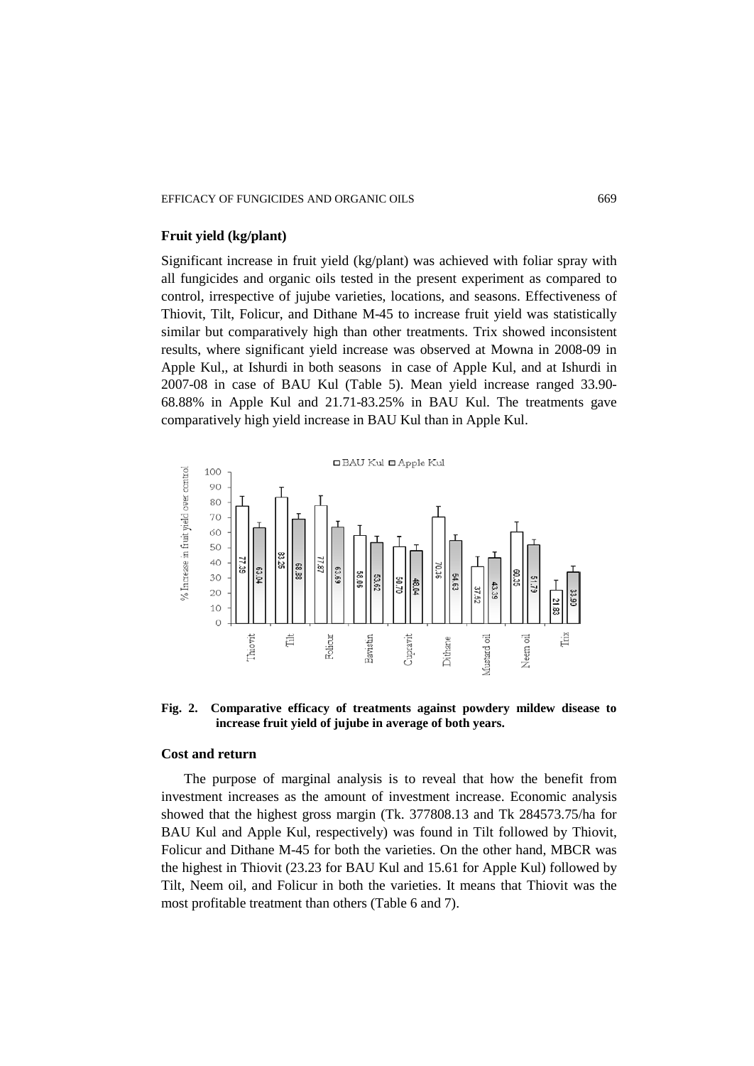### Fruit yield (kg/plant)

Significant increase in fruit yield (kg/plant) was achieved with foliar spray with all fungicides and organic oils tested in the present experiment as compared to control, irrespective of jujube varieties, locations, and seasons. Effectiveness of Thiovit, Tilt, Folicur, and Dithane M-45 to increase fruit yield was statistically similar but comparatively high than other treatments. Trix showed inconsistent results, where significant yield increase was observed at Mowna in 2008-09 in Apple Kul,, at Ishurdi in both seasons in case of Apple Kul, and at Ishurdi in 2007-08 in case of BAU Kul (Table 5). Mean yield increase ranged 33.90-68.88% in Apple Kul and 21.71-83.25% in BAU Kul. The treatments gave comparatively high yield increase in BAU Kul than in Apple Kul.

**Fig. 2. Comparative efficacy of treatments against powdery mildew disease to increase fruit yield of jujube in average of both years.**

### Cost and return

The purpose of marginal analysis is to reveal that how the benefit from investment increases as the amount of investment increase. Economic analysis showed that the highest gross margin (Tk. 377808.13 and Tk 284573.75/ha for BAU Kul and Apple Kul, respectively) was found in Tilt followed by Thiovit, Folicur and Dithane M-45 for both the varieties. On the other hand, MBCR was the highest in Thiovit (23.23 for BAU Kul and 15.61 for Apple Kul) followed by Tilt, Neem oil, and Folicur in both the varieties. It means that Thiovit was the most profitable treatment than others (Table 6 and 7).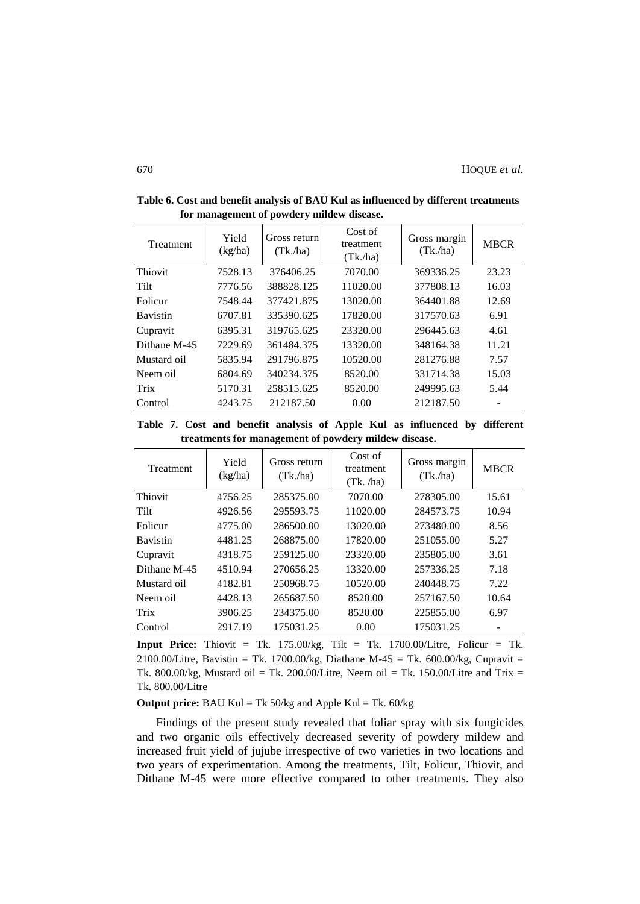**Table 6. Cost and benefit analysis of BAU Kul as influenced by different treatments for management of powdery mildew disease.**

| Treatment | Yield (kg/ha) | Gross return (Tk./ha) | Cost of treatment (Tk./ha) | Gross margin (Tk./ha) | MBCR |
|---|---|---|---|---|---|
| Thiovit | 7528.13 | 376406.25 | 7070.00 | 369336.25 | 23.23 |
| Tilt | 7776.56 | 388828.125 | 11020.00 | 377808.13 | 16.03 |
| Folicur | 7548.44 | 377421.875 | 13020.00 | 364401.88 | 12.69 |
| Bavistin | 6707.81 | 335390.625 | 17820.00 | 317570.63 | 6.91 |
| Cupravit | 6395.31 | 319765.625 | 23320.00 | 296445.63 | 4.61 |
| Dithane M-45 | 7229.69 | 361484.375 | 13320.00 | 348164.38 | 11.21 |
| Mustard oil | 5835.94 | 291796.875 | 10520.00 | 281276.88 | 7.57 |
| Neem oil | 6804.69 | 340234.375 | 8520.00 | 331714.38 | 15.03 |
| Trix | 5170.31 | 258515.625 | 8520.00 | 249995.63 | 5.44 |
| Control | 4243.75 | 212187.50 | 0.00 | 212187.50 | - |

**Table 7. Cost and benefit analysis of Apple Kul as influenced by different treatments for management of powdery mildew disease.**

| Treatment | Yield (kg/ha) | Gross return (Tk./ha) | Cost of treatment (Tk. /ha) | Gross margin (Tk./ha) | MBCR |
|---|---|---|---|---|---|
| Thiovit | 4756.25 | 285375.00 | 7070.00 | 278305.00 | 15.61 |
| Tilt | 4926.56 | 295593.75 | 11020.00 | 284573.75 | 10.94 |
| Folicur | 4775.00 | 286500.00 | 13020.00 | 273480.00 | 8.56 |
| Bavistin | 4481.25 | 268875.00 | 17820.00 | 251055.00 | 5.27 |
| Cupravit | 4318.75 | 259125.00 | 23320.00 | 235805.00 | 3.61 |
| Dithane M-45 | 4510.94 | 270656.25 | 13320.00 | 257336.25 | 7.18 |
| Mustard oil | 4182.81 | 250968.75 | 10520.00 | 240448.75 | 7.22 |
| Neem oil | 4428.13 | 265687.50 | 8520.00 | 257167.50 | 10.64 |
| Trix | 3906.25 | 234375.00 | 8520.00 | 225855.00 | 6.97 |
| Control | 2917.19 | 175031.25 | 0.00 | 175031.25 | - |

**Input Price:** Thiovit = Tk. 175.00/kg, Tilt = Tk. 1700.00/Litre, Folicur = Tk. 2100.00/Litre, Bavistin = Tk. 1700.00/kg, Diathane M-45 = Tk. 600.00/kg, Cupravit = Tk. 800.00/kg, Mustard oil = Tk. 200.00/Litre, Neem oil = Tk. 150.00/Litre and Trix = Tk. 800.00/Litre

**Output price:** BAU Kul = Tk 50/kg and Apple Kul = Tk. 60/kg

Findings of the present study revealed that foliar spray with six fungicides and two organic oils effectively decreased severity of powdery mildew and increased fruit yield of jujube irrespective of two varieties in two locations and two years of experimentation. Among the treatments, Tilt, Folicur, Thiovit, and Dithane M-45 were more effective compared to other treatments. They also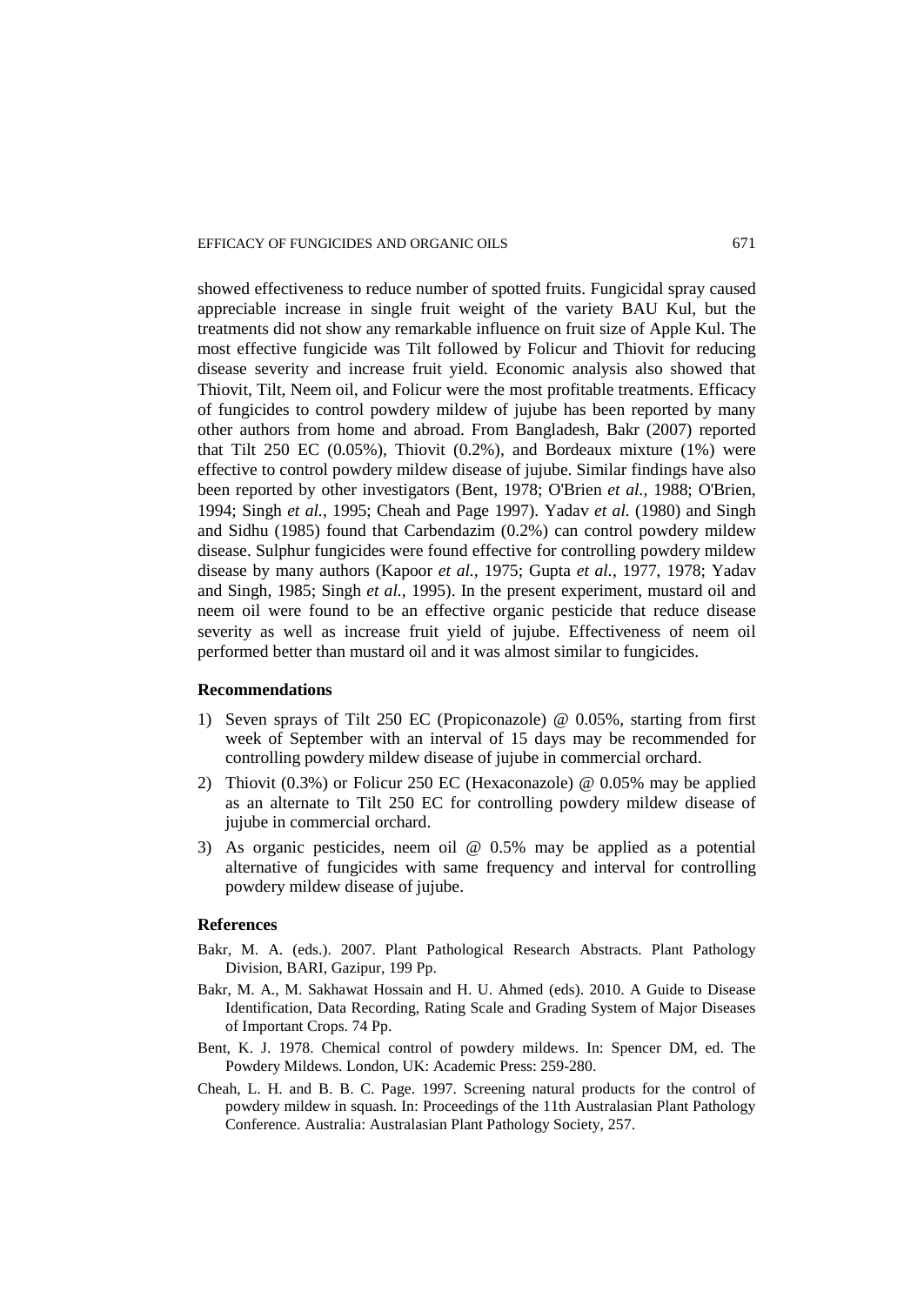showed effectiveness to reduce number of spotted fruits. Fungicidal spray caused appreciable increase in single fruit weight of the variety BAU Kul, but the treatments did not show any remarkable influence on fruit size of Apple Kul. The most effective fungicide was Tilt followed by Folicur and Thiovit for reducing disease severity and increase fruit yield. Economic analysis also showed that Thiovit, Tilt, Neem oil, and Folicur were the most profitable treatments. Efficacy of fungicides to control powdery mildew of jujube has been reported by many other authors from home and abroad. From Bangladesh, Bakr (2007) reported that Tilt 250 EC (0.05%), Thiovit (0.2%), and Bordeaux mixture (1%) were effective to control powdery mildew disease of jujube. Similar findings have also been reported by other investigators (Bent, 1978; O'Brien *et al.*, 1988; O'Brien, 1994; Singh *et al.*, 1995; Cheah and Page 1997). Yadav *et al.* (1980) and Singh and Sidhu (1985) found that Carbendazim (0.2%) can control powdery mildew disease. Sulphur fungicides were found effective for controlling powdery mildew disease by many authors (Kapoor *et al.*, 1975; Gupta *et al.*, 1977, 1978; Yadav and Singh, 1985; Singh *et al.*, 1995). In the present experiment, mustard oil and neem oil were found to be an effective organic pesticide that reduce disease severity as well as increase fruit yield of jujube. Effectiveness of neem oil performed better than mustard oil and it was almost similar to fungicides.

### Recommendations

1) Seven sprays of Tilt 250 EC (Propiconazole) @ 0.05%, starting from first week of September with an interval of 15 days may be recommended for controlling powdery mildew disease of jujube in commercial orchard.
2) Thiovit (0.3%) or Folicur 250 EC (Hexaconazole) @ 0.05% may be applied as an alternate to Tilt 250 EC for controlling powdery mildew disease of jujube in commercial orchard.
3) As organic pesticides, neem oil @ 0.5% may be applied as a potential alternative of fungicides with same frequency and interval for controlling powdery mildew disease of jujube.

### References

Bakr, M. A. (eds.). 2007. Plant Pathological Research Abstracts. Plant Pathology Division, BARI, Gazipur, 199 Pp.

Bakr, M. A., M. Sakhawat Hossain and H. U. Ahmed (eds). 2010. A Guide to Disease Identification, Data Recording, Rating Scale and Grading System of Major Diseases of Important Crops. 74 Pp.

Bent, K. J. 1978. Chemical control of powdery mildews. In: Spencer DM, ed. The Powdery Mildews. London, UK: Academic Press: 259-280.

Cheah, L. H. and B. B. C. Page. 1997. Screening natural products for the control of powdery mildew in squash. In: Proceedings of the 11th Australasian Plant Pathology Conference. Australia: Australasian Plant Pathology Society, 257.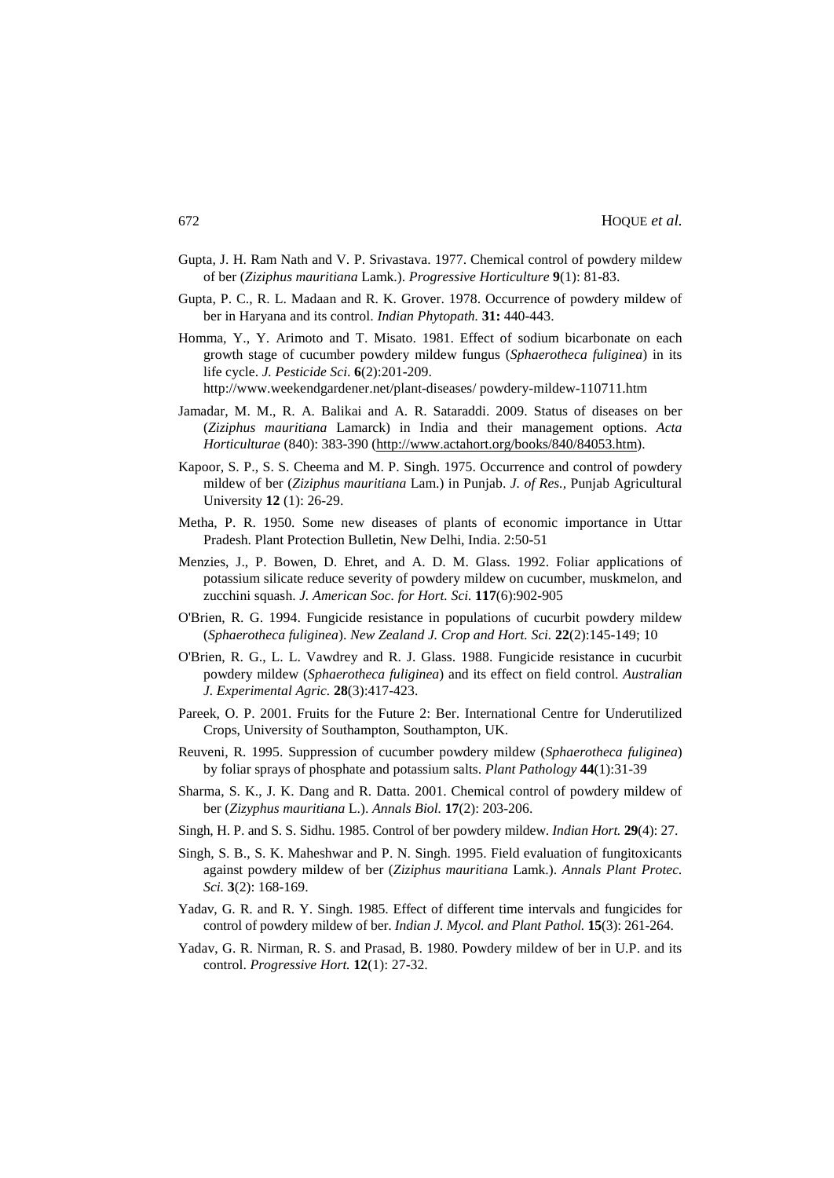Gupta, J. H. Ram Nath and V. P. Srivastava. 1977. Chemical control of powdery mildew of ber (*Ziziphus mauritiana* Lamk.). *Progressive Horticulture* **9**(1): 81-83.

Gupta, P. C., R. L. Madaan and R. K. Grover. 1978. Occurrence of powdery mildew of ber in Haryana and its control. *Indian Phytopath.* **31:** 440-443.

Homma, Y., Y. Arimoto and T. Misato. 1981. Effect of sodium bicarbonate on each growth stage of cucumber powdery mildew fungus (*Sphaerotheca fuliginea*) in its life cycle. *J. Pesticide Sci.* **6**(2):201-209.
http://www.weekendgardener.net/plant-diseases/ powdery-mildew-110711.htm

Jamadar, M. M., R. A. Balikai and A. R. Sataraddi. 2009. Status of diseases on ber (*Ziziphus mauritiana* Lamarck) in India and their management options. *Acta Horticulturae* (840): 383-390 (http://www.actahort.org/books/840/84053.htm).

Kapoor, S. P., S. S. Cheema and M. P. Singh. 1975. Occurrence and control of powdery mildew of ber (*Ziziphus mauritiana* Lam.) in Punjab. *J. of Res.*, Punjab Agricultural University **12** (1): 26-29.

Metha, P. R. 1950. Some new diseases of plants of economic importance in Uttar Pradesh. Plant Protection Bulletin, New Delhi, India. 2:50-51

Menzies, J., P. Bowen, D. Ehret, and A. D. M. Glass. 1992. Foliar applications of potassium silicate reduce severity of powdery mildew on cucumber, muskmelon, and zucchini squash. *J. American Soc. for Hort. Sci.* **117**(6):902-905

O'Brien, R. G. 1994. Fungicide resistance in populations of cucurbit powdery mildew (*Sphaerotheca fuliginea*). *New Zealand J. Crop and Hort. Sci.* **22**(2):145-149; 10

O'Brien, R. G., L. L. Vawdrey and R. J. Glass. 1988. Fungicide resistance in cucurbit powdery mildew (*Sphaerotheca fuliginea*) and its effect on field control. *Australian J. Experimental Agric.* **28**(3):417-423.

Pareek, O. P. 2001. Fruits for the Future 2: Ber. International Centre for Underutilized Crops, University of Southampton, Southampton, UK.

Reuveni, R. 1995. Suppression of cucumber powdery mildew (*Sphaerotheca fuliginea*) by foliar sprays of phosphate and potassium salts. *Plant Pathology* **44**(1):31-39

Sharma, S. K., J. K. Dang and R. Datta. 2001. Chemical control of powdery mildew of ber (*Zizyphus mauritiana* L.). *Annals Biol.* **17**(2): 203-206.

Singh, H. P. and S. S. Sidhu. 1985. Control of ber powdery mildew. *Indian Hort.* **29**(4): 27.

Singh, S. B., S. K. Maheshwar and P. N. Singh. 1995. Field evaluation of fungitoxicants against powdery mildew of ber (*Ziziphus mauritiana* Lamk.). *Annals Plant Protec. Sci.* **3**(2): 168-169.

Yadav, G. R. and R. Y. Singh. 1985. Effect of different time intervals and fungicides for control of powdery mildew of ber. *Indian J. Mycol. and Plant Pathol.* **15**(3): 261-264.

Yadav, G. R. Nirman, R. S. and Prasad, B. 1980. Powdery mildew of ber in U.P. and its control. *Progressive Hort.* **12**(1): 27-32.